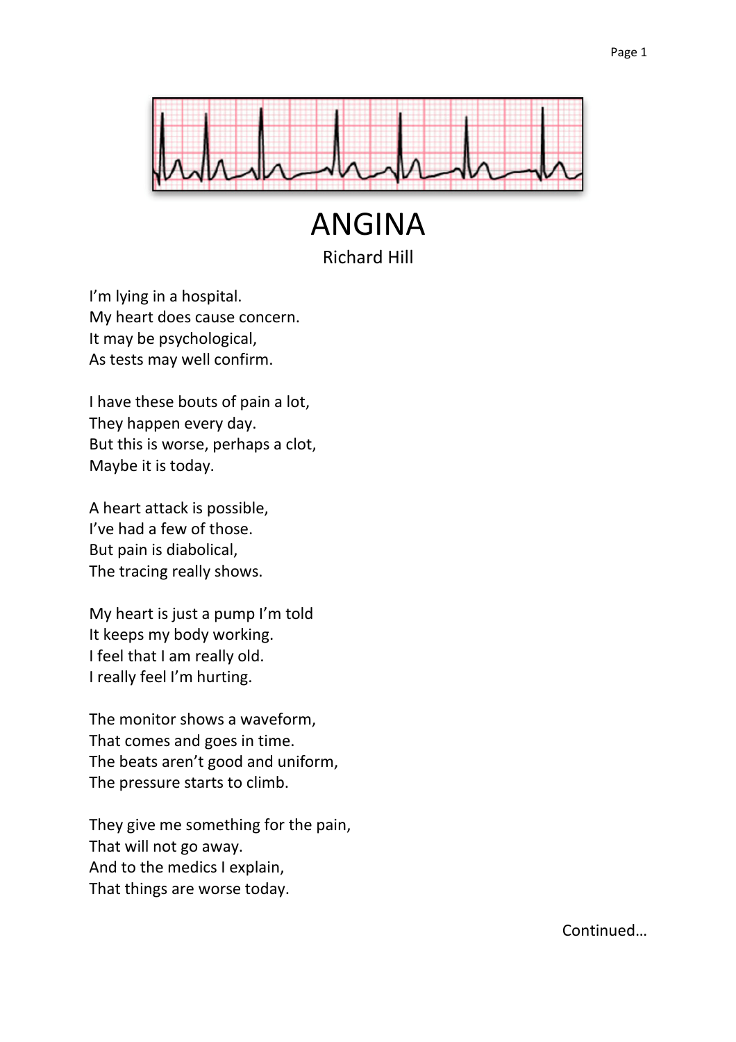# ANGINA

Richard Hill

I'm lying in a hospital.
My heart does cause concern.
It may be psychological,
As tests may well confirm.

I have these bouts of pain a lot,
They happen every day.
But this is worse, perhaps a clot,
Maybe it is today.

A heart attack is possible,
I've had a few of those.
But pain is diabolical,
The tracing really shows.

My heart is just a pump I'm told
It keeps my body working.
I feel that I am really old.
I really feel I'm hurting.

The monitor shows a waveform,
That comes and goes in time.
The beats aren't good and uniform,
The pressure starts to climb.

They give me something for the pain,
That will not go away.
And to the medics I explain,
That things are worse today.

Continued…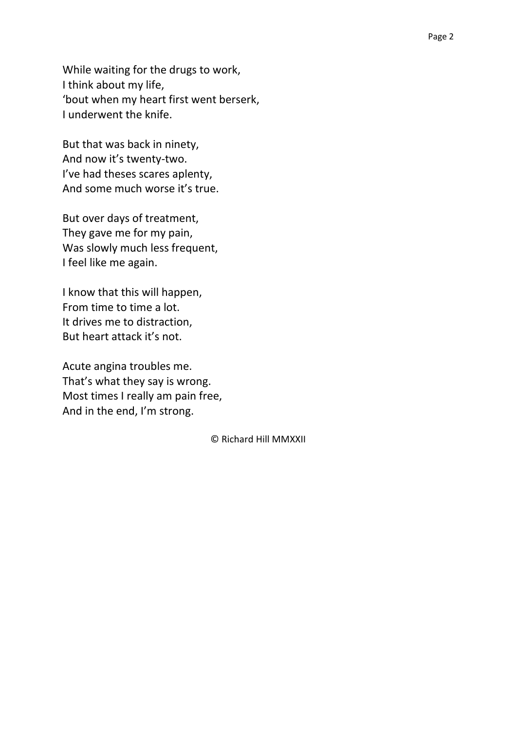While waiting for the drugs to work,
I think about my life,
'bout when my heart first went berserk,
I underwent the knife.

But that was back in ninety,
And now it's twenty-two.
I've had theses scares aplenty,
And some much worse it's true.

But over days of treatment,
They gave me for my pain,
Was slowly much less frequent,
I feel like me again.

I know that this will happen,
From time to time a lot.
It drives me to distraction,
But heart attack it's not.

Acute angina troubles me.
That's what they say is wrong.
Most times I really am pain free,
And in the end, I'm strong.

© Richard Hill MMXXII